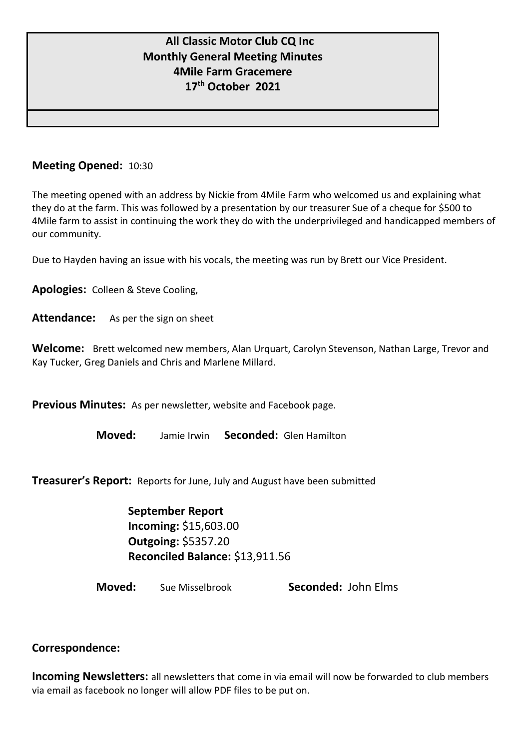# All Classic Motor Club CQ Inc
## Monthly General Meeting Minutes
## 4Mile Farm Gracemere
## 17th October 2021

**Meeting Opened:** 10:30

The meeting opened with an address by Nickie from 4Mile Farm who welcomed us and explaining what they do at the farm. This was followed by a presentation by our treasurer Sue of a cheque for $500 to 4Mile farm to assist in continuing the work they do with the underprivileged and handicapped members of our community.

Due to Hayden having an issue with his vocals, the meeting was run by Brett our Vice President.

**Apologies:** Colleen & Steve Cooling,

**Attendance:** As per the sign on sheet

**Welcome:** Brett welcomed new members, Alan Urquart, Carolyn Stevenson, Nathan Large, Trevor and Kay Tucker, Greg Daniels and Chris and Marlene Millard.

**Previous Minutes:** As per newsletter, website and Facebook page.

**Moved:** Jamie Irwin **Seconded:** Glen Hamilton

**Treasurer's Report:** Reports for June, July and August have been submitted

**September Report**
**Incoming:** $15,603.00
**Outgoing:** $5357.20
**Reconciled Balance:** $13,911.56

**Moved:** Sue Misselbrook **Seconded:** John Elms

**Correspondence:**

**Incoming Newsletters:** all newsletters that come in via email will now be forwarded to club members via email as facebook no longer will allow PDF files to be put on.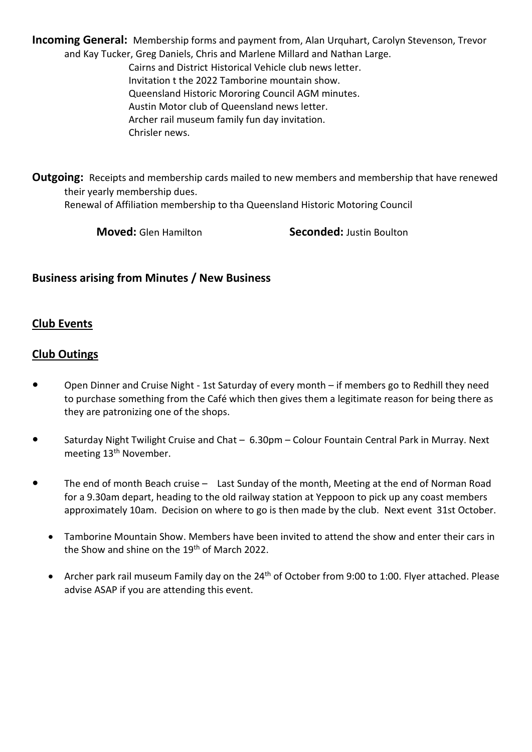**Incoming General:** Membership forms and payment from, Alan Urquhart, Carolyn Stevenson, Trevor and Kay Tucker, Greg Daniels, Chris and Marlene Millard and Nathan Large.

Cairns and District Historical Vehicle club news letter.
Invitation t the 2022 Tamborine mountain show.
Queensland Historic Mororing Council AGM minutes.
Austin Motor club of Queensland news letter.
Archer rail museum family fun day invitation.
Chrisler news.

**Outgoing:** Receipts and membership cards mailed to new members and membership that have renewed their yearly membership dues.
Renewal of Affiliation membership to tha Queensland Historic Motoring Council

**Moved:** Glen Hamilton **Seconded:** Justin Boulton

## Business arising from Minutes / New Business

## Club Events

## Club Outings

- Open Dinner and Cruise Night - 1st Saturday of every month – if members go to Redhill they need to purchase something from the Café which then gives them a legitimate reason for being there as they are patronizing one of the shops.
- Saturday Night Twilight Cruise and Chat – 6.30pm – Colour Fountain Central Park in Murray. Next meeting 13th November.
- The end of month Beach cruise – Last Sunday of the month, Meeting at the end of Norman Road for a 9.30am depart, heading to the old railway station at Yeppoon to pick up any coast members approximately 10am. Decision on where to go is then made by the club. Next event 31st October.
    - Tamborine Mountain Show. Members have been invited to attend the show and enter their cars in the Show and shine on the 19th of March 2022.
    - Archer park rail museum Family day on the 24th of October from 9:00 to 1:00. Flyer attached. Please advise ASAP if you are attending this event.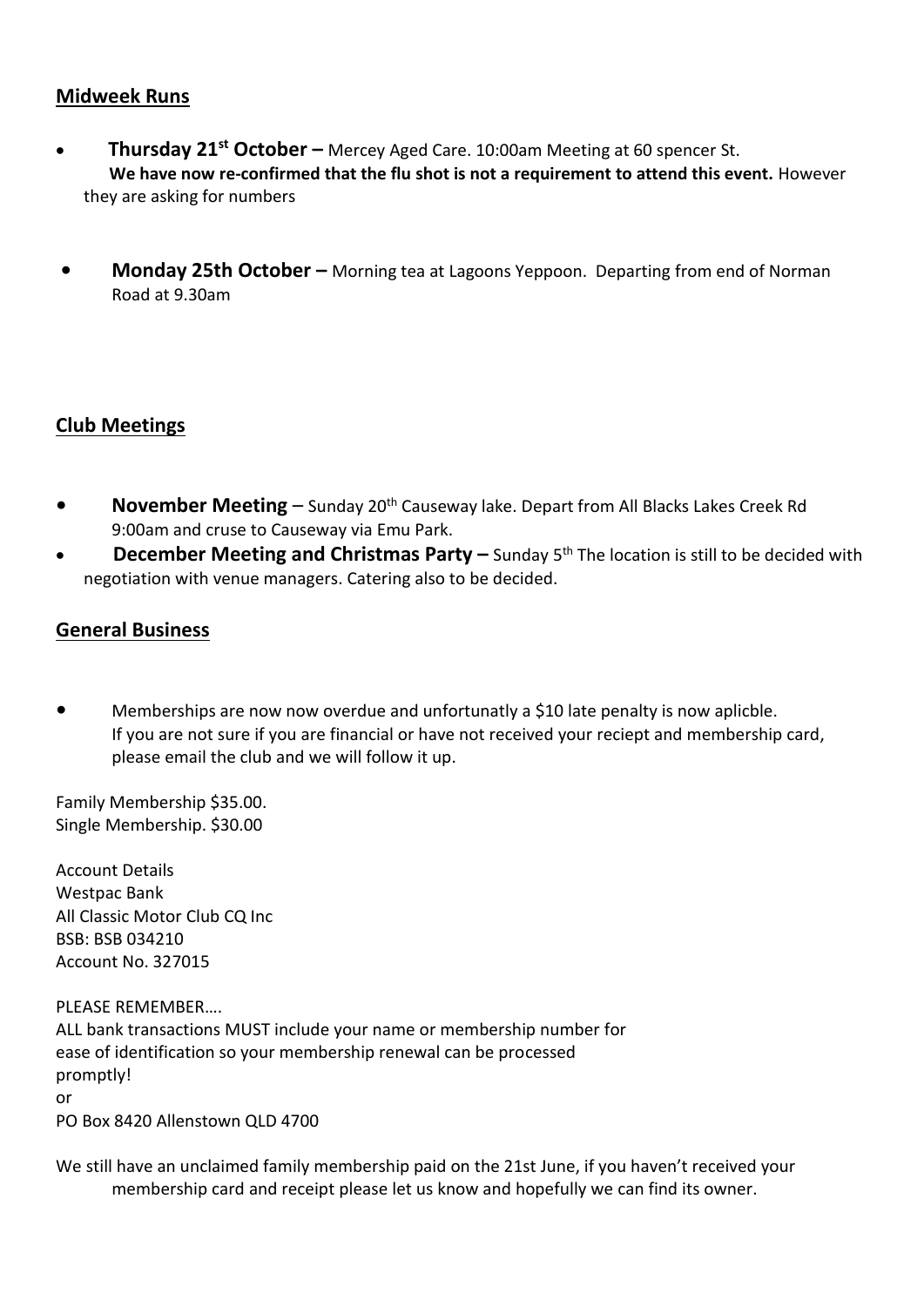## Midweek Runs

- **Thursday 21st October –** Mercey Aged Care. 10:00am Meeting at 60 spencer St.
  **We have now re-confirmed that the flu shot is not a requirement to attend this event.** However they are asking for numbers

- **Monday 25th October –** Morning tea at Lagoons Yeppoon. Departing from end of Norman Road at 9.30am

## Club Meetings

- **November Meeting** – Sunday 20th Causeway lake. Depart from All Blacks Lakes Creek Rd 9:00am and cruse to Causeway via Emu Park.
- **December Meeting and Christmas Party –** Sunday 5th The location is still to be decided with negotiation with venue managers. Catering also to be decided.

## General Business

- Memberships are now now overdue and unfortunatly a $10 late penalty is now aplicble. If you are not sure if you are financial or have not received your reciept and membership card, please email the club and we will follow it up.

Family Membership $35.00.
Single Membership. $30.00

Account Details
Westpac Bank
All Classic Motor Club CQ Inc
BSB: BSB 034210
Account No. 327015

PLEASE REMEMBER….
ALL bank transactions MUST include your name or membership number for ease of identification so your membership renewal can be processed promptly!
or
PO Box 8420 Allenstown QLD 4700

We still have an unclaimed family membership paid on the 21st June, if you haven't received your membership card and receipt please let us know and hopefully we can find its owner.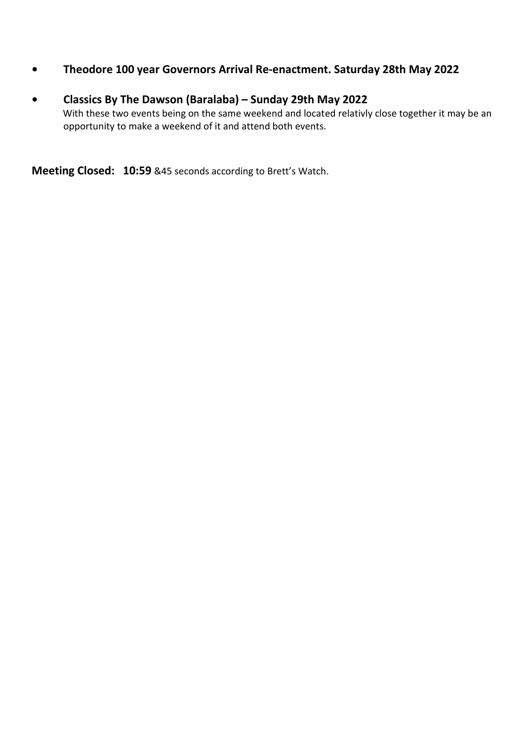- **Theodore 100 year Governors Arrival Re-enactment. Saturday 28th May 2022**

- **Classics By The Dawson (Baralaba) – Sunday 29th May 2022**
  With these two events being on the same weekend and located relativly close together it may be an opportunity to make a weekend of it and attend both events.

**Meeting Closed: 10:59** &45 seconds according to Brett's Watch.